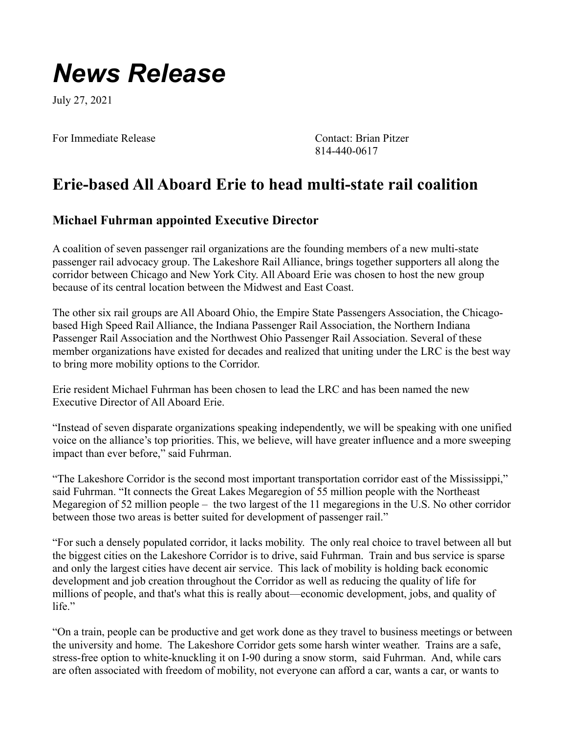# *News Release*

July 27, 2021

For Immediate Release

Contact: Brian Pitzer
814-440-0617

## Erie-based All Aboard Erie to head multi-state rail coalition

### Michael Fuhrman appointed Executive Director

A coalition of seven passenger rail organizations are the founding members of a new multi-state passenger rail advocacy group. The Lakeshore Rail Alliance, brings together supporters all along the corridor between Chicago and New York City. All Aboard Erie was chosen to host the new group because of its central location between the Midwest and East Coast.

The other six rail groups are All Aboard Ohio, the Empire State Passengers Association, the Chicago-based High Speed Rail Alliance, the Indiana Passenger Rail Association, the Northern Indiana Passenger Rail Association and the Northwest Ohio Passenger Rail Association. Several of these member organizations have existed for decades and realized that uniting under the LRC is the best way to bring more mobility options to the Corridor.

Erie resident Michael Fuhrman has been chosen to lead the LRC and has been named the new Executive Director of All Aboard Erie.

"Instead of seven disparate organizations speaking independently, we will be speaking with one unified voice on the alliance's top priorities. This, we believe, will have greater influence and a more sweeping impact than ever before," said Fuhrman.

"The Lakeshore Corridor is the second most important transportation corridor east of the Mississippi," said Fuhrman. "It connects the Great Lakes Megaregion of 55 million people with the Northeast Megaregion of 52 million people – the two largest of the 11 megaregions in the U.S. No other corridor between those two areas is better suited for development of passenger rail."

"For such a densely populated corridor, it lacks mobility. The only real choice to travel between all but the biggest cities on the Lakeshore Corridor is to drive, said Fuhrman. Train and bus service is sparse and only the largest cities have decent air service. This lack of mobility is holding back economic development and job creation throughout the Corridor as well as reducing the quality of life for millions of people, and that's what this is really about—economic development, jobs, and quality of life."

"On a train, people can be productive and get work done as they travel to business meetings or between the university and home. The Lakeshore Corridor gets some harsh winter weather. Trains are a safe, stress-free option to white-knuckling it on I-90 during a snow storm, said Fuhrman. And, while cars are often associated with freedom of mobility, not everyone can afford a car, wants a car, or wants to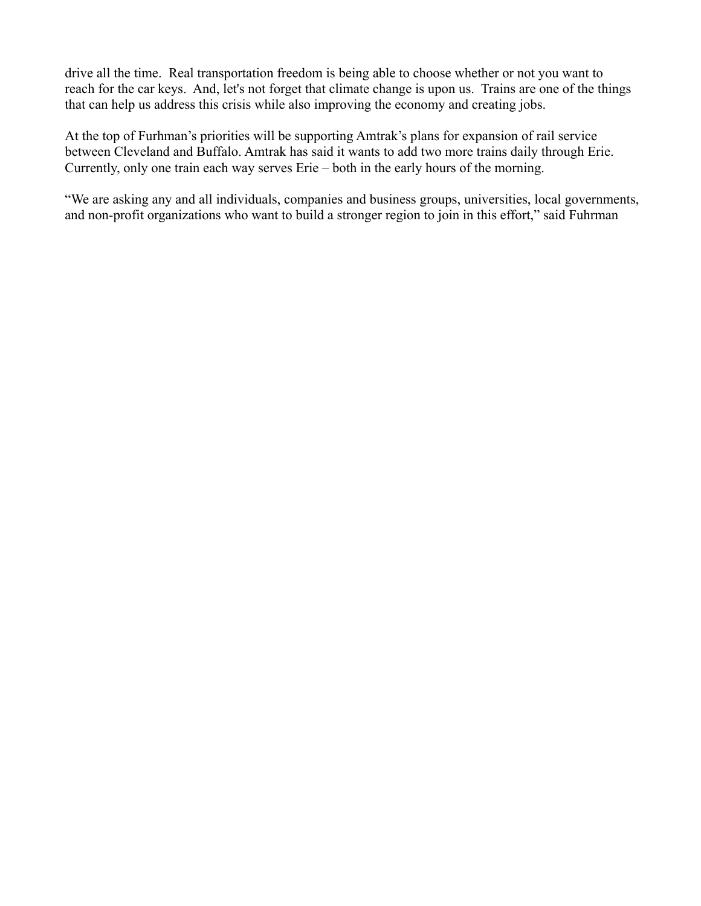drive all the time. Real transportation freedom is being able to choose whether or not you want to reach for the car keys. And, let's not forget that climate change is upon us. Trains are one of the things that can help us address this crisis while also improving the economy and creating jobs.

At the top of Furhman's priorities will be supporting Amtrak's plans for expansion of rail service between Cleveland and Buffalo. Amtrak has said it wants to add two more trains daily through Erie. Currently, only one train each way serves Erie – both in the early hours of the morning.

"We are asking any and all individuals, companies and business groups, universities, local governments, and non-profit organizations who want to build a stronger region to join in this effort," said Fuhrman